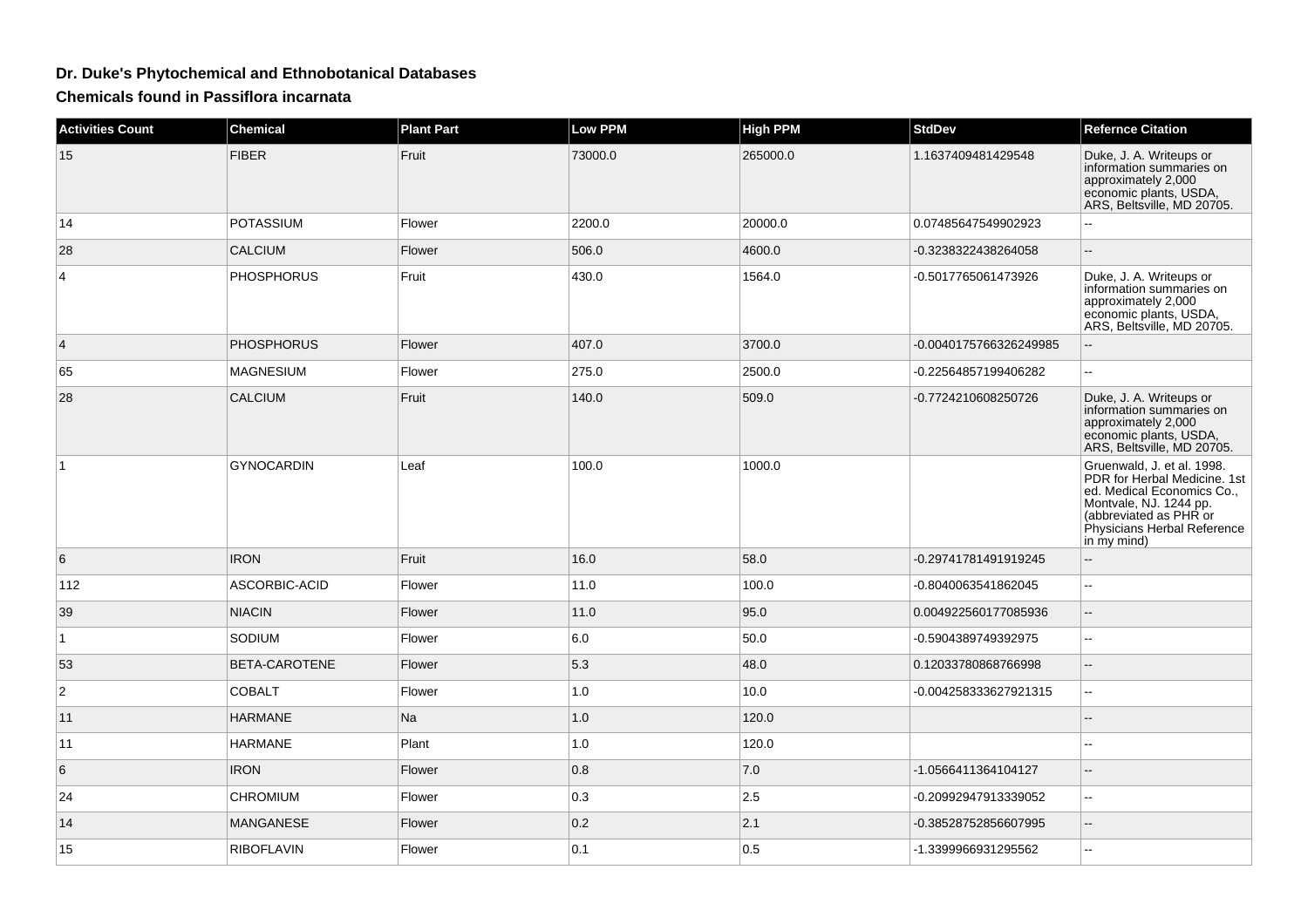## Dr. Duke's Phytochemical and Ethnobotanical Databases

### Chemicals found in Passiflora incarnata

| Activities Count | Chemical | Plant Part | Low PPM | High PPM | StdDev | Refernce Citation |
| --- | --- | --- | --- | --- | --- | --- |
| 15 | FIBER | Fruit | 73000.0 | 265000.0 | 1.1637409481429548 | Duke, J. A. Writeups or information summaries on approximately 2,000 economic plants, USDA, ARS, Beltsville, MD 20705. |
| 14 | POTASSIUM | Flower | 2200.0 | 20000.0 | 0.07485647549902923 | -- |
| 28 | CALCIUM | Flower | 506.0 | 4600.0 | -0.3238322438264058 | -- |
| 4 | PHOSPHORUS | Fruit | 430.0 | 1564.0 | -0.5017765061473926 | Duke, J. A. Writeups or information summaries on approximately 2,000 economic plants, USDA, ARS, Beltsville, MD 20705. |
| 4 | PHOSPHORUS | Flower | 407.0 | 3700.0 | -0.0040175766326249985 | -- |
| 65 | MAGNESIUM | Flower | 275.0 | 2500.0 | -0.22564857199406282 | -- |
| 28 | CALCIUM | Fruit | 140.0 | 509.0 | -0.7724210608250726 | Duke, J. A. Writeups or information summaries on approximately 2,000 economic plants, USDA, ARS, Beltsville, MD 20705. |
| 1 | GYNOCARDIN | Leaf | 100.0 | 1000.0 | | Gruenwald, J. et al. 1998. PDR for Herbal Medicine. 1st ed. Medical Economics Co., Montvale, NJ. 1244 pp. (abbreviated as PHR or Physicians Herbal Reference in my mind) |
| 6 | IRON | Fruit | 16.0 | 58.0 | -0.29741781491919245 | -- |
| 112 | ASCORBIC-ACID | Flower | 11.0 | 100.0 | -0.8040063541862045 | -- |
| 39 | NIACIN | Flower | 11.0 | 95.0 | 0.004922560177085936 | -- |
| 1 | SODIUM | Flower | 6.0 | 50.0 | -0.5904389749392975 | -- |
| 53 | BETA-CAROTENE | Flower | 5.3 | 48.0 | 0.12033780868766998 | -- |
| 2 | COBALT | Flower | 1.0 | 10.0 | -0.004258333627921315 | -- |
| 11 | HARMANE | Na | 1.0 | 120.0 | | -- |
| 11 | HARMANE | Plant | 1.0 | 120.0 | | -- |
| 6 | IRON | Flower | 0.8 | 7.0 | -1.0566411364104127 | -- |
| 24 | CHROMIUM | Flower | 0.3 | 2.5 | -0.20992947913339052 | -- |
| 14 | MANGANESE | Flower | 0.2 | 2.1 | -0.38528752856607995 | -- |
| 15 | RIBOFLAVIN | Flower | 0.1 | 0.5 | -1.3399966931295562 | -- |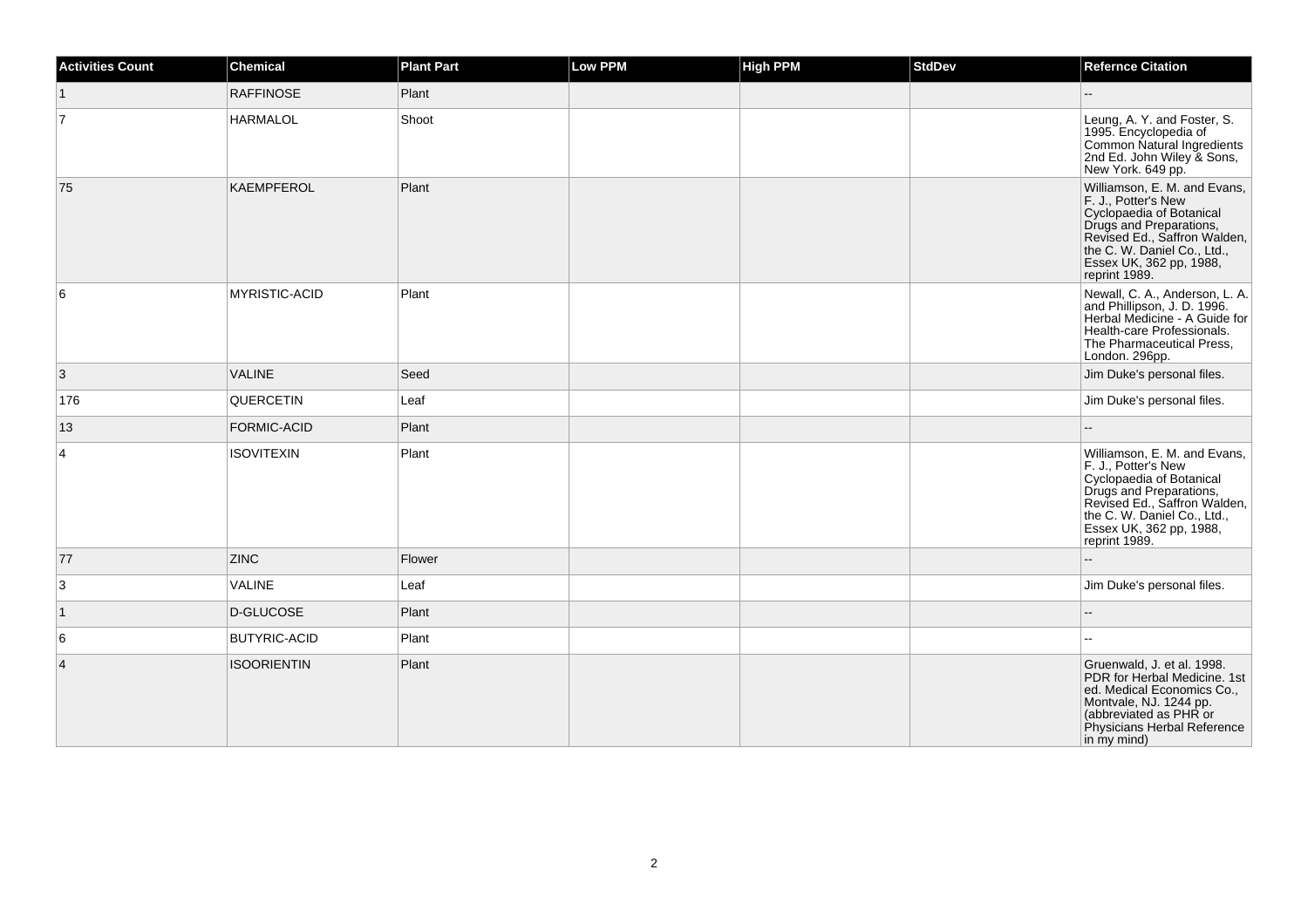| Activities Count | Chemical | Plant Part | Low PPM | High PPM | StdDev | Refernce Citation |
| --- | --- | --- | --- | --- | --- | --- |
| 1 | RAFFINOSE | Plant | | | | -- |
| 7 | HARMALOL | Shoot | | | | Leung, A. Y. and Foster, S. 1995. Encyclopedia of Common Natural Ingredients 2nd Ed. John Wiley & Sons, New York. 649 pp. |
| 75 | KAEMPFEROL | Plant | | | | Williamson, E. M. and Evans, F. J., Potter's New Cyclopaedia of Botanical Drugs and Preparations, Revised Ed., Saffron Walden, the C. W. Daniel Co., Ltd., Essex UK, 362 pp, 1988, reprint 1989. |
| 6 | MYRISTIC-ACID | Plant | | | | Newall, C. A., Anderson, L. A. and Phillipson, J. D. 1996. Herbal Medicine - A Guide for Health-care Professionals. The Pharmaceutical Press, London. 296pp. |
| 3 | VALINE | Seed | | | | Jim Duke's personal files. |
| 176 | QUERCETIN | Leaf | | | | Jim Duke's personal files. |
| 13 | FORMIC-ACID | Plant | | | | -- |
| 4 | ISOVITEXIN | Plant | | | | Williamson, E. M. and Evans, F. J., Potter's New Cyclopaedia of Botanical Drugs and Preparations, Revised Ed., Saffron Walden, the C. W. Daniel Co., Ltd., Essex UK, 362 pp, 1988, reprint 1989. |
| 77 | ZINC | Flower | | | | -- |
| 3 | VALINE | Leaf | | | | Jim Duke's personal files. |
| 1 | D-GLUCOSE | Plant | | | | -- |
| 6 | BUTYRIC-ACID | Plant | | | | -- |
| 4 | ISOORIENTIN | Plant | | | | Gruenwald, J. et al. 1998. PDR for Herbal Medicine. 1st ed. Medical Economics Co., Montvale, NJ. 1244 pp. (abbreviated as PHR or Physicians Herbal Reference in my mind) |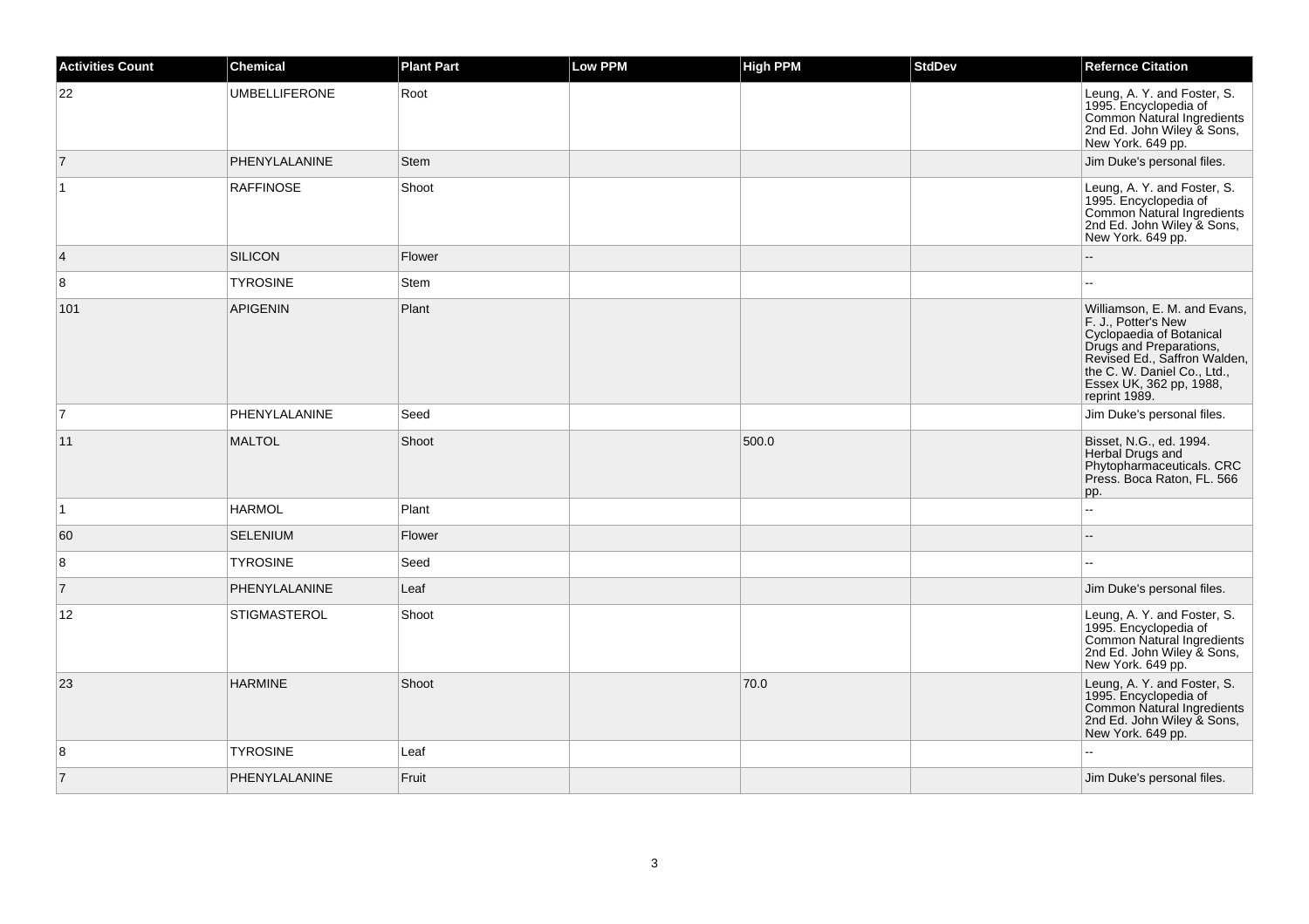| Activities Count | Chemical | Plant Part | Low PPM | High PPM | StdDev | Refernce Citation |
|---|---|---|---|---|---|---|
| 22 | UMBELLIFERONE | Root | | | | Leung, A. Y. and Foster, S. 1995. Encyclopedia of Common Natural Ingredients 2nd Ed. John Wiley & Sons, New York. 649 pp. |
| 7 | PHENYLALANINE | Stem | | | | Jim Duke's personal files. |
| 1 | RAFFINOSE | Shoot | | | | Leung, A. Y. and Foster, S. 1995. Encyclopedia of Common Natural Ingredients 2nd Ed. John Wiley & Sons, New York. 649 pp. |
| 4 | SILICON | Flower | | | | -- |
| 8 | TYROSINE | Stem | | | | -- |
| 101 | APIGENIN | Plant | | | | Williamson, E. M. and Evans, F. J., Potter's New Cyclopaedia of Botanical Drugs and Preparations, Revised Ed., Saffron Walden, the C. W. Daniel Co., Ltd., Essex UK, 362 pp, 1988, reprint 1989. |
| 7 | PHENYLALANINE | Seed | | | | Jim Duke's personal files. |
| 11 | MALTOL | Shoot | | 500.0 | | Bisset, N.G., ed. 1994. Herbal Drugs and Phytopharmaceuticals. CRC Press. Boca Raton, FL. 566 pp. |
| 1 | HARMOL | Plant | | | | -- |
| 60 | SELENIUM | Flower | | | | -- |
| 8 | TYROSINE | Seed | | | | -- |
| 7 | PHENYLALANINE | Leaf | | | | Jim Duke's personal files. |
| 12 | STIGMASTEROL | Shoot | | | | Leung, A. Y. and Foster, S. 1995. Encyclopedia of Common Natural Ingredients 2nd Ed. John Wiley & Sons, New York. 649 pp. |
| 23 | HARMINE | Shoot | | 70.0 | | Leung, A. Y. and Foster, S. 1995. Encyclopedia of Common Natural Ingredients 2nd Ed. John Wiley & Sons, New York. 649 pp. |
| 8 | TYROSINE | Leaf | | | | -- |
| 7 | PHENYLALANINE | Fruit | | | | Jim Duke's personal files. |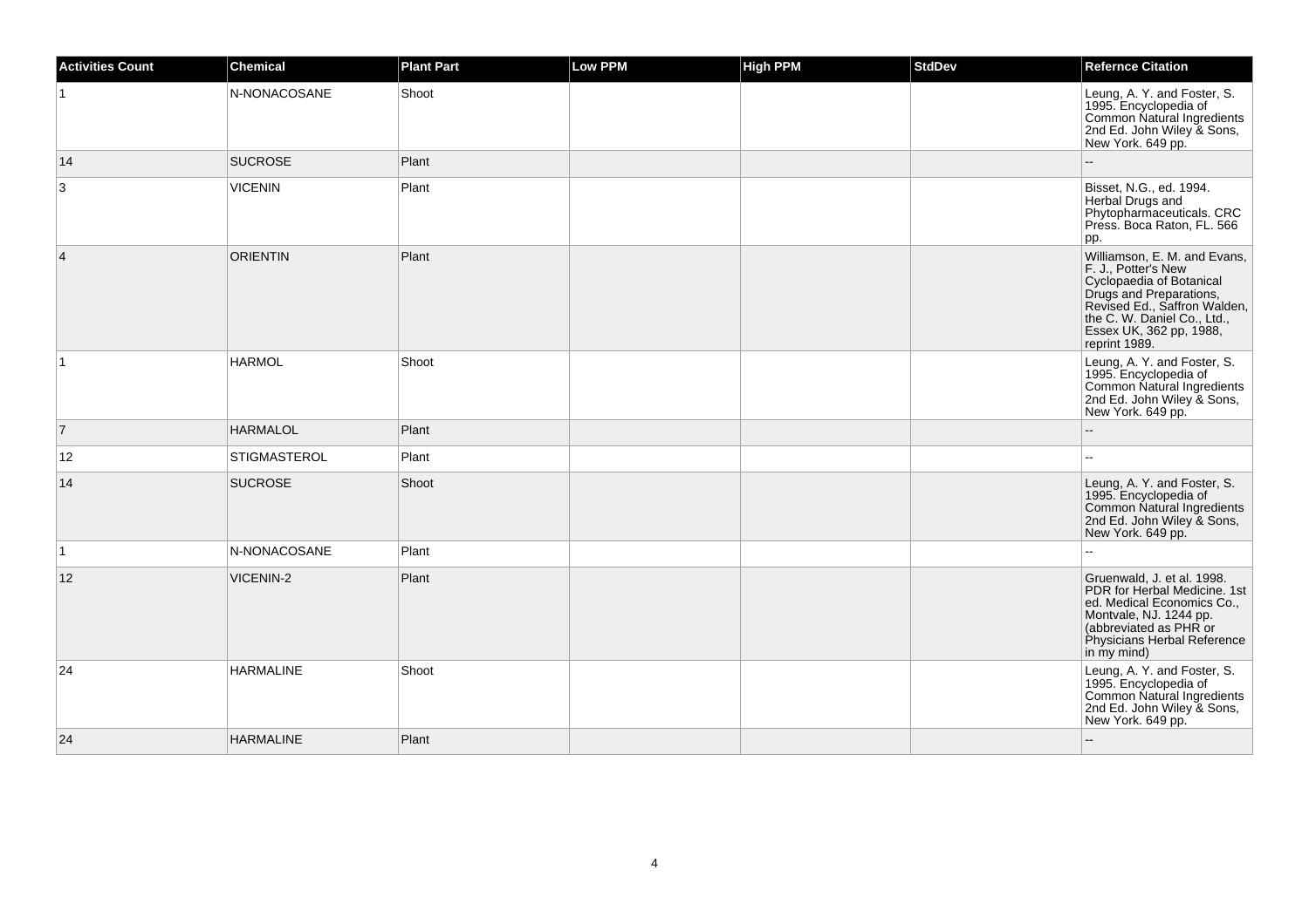| Activities Count | Chemical | Plant Part | Low PPM | High PPM | StdDev | Refernce Citation |
| --- | --- | --- | --- | --- | --- | --- |
| 1 | N-NONACOSANE | Shoot | | | | Leung, A. Y. and Foster, S. 1995. Encyclopedia of Common Natural Ingredients 2nd Ed. John Wiley & Sons, New York. 649 pp. |
| 14 | SUCROSE | Plant | | | | -- |
| 3 | VICENIN | Plant | | | | Bisset, N.G., ed. 1994. Herbal Drugs and Phytopharmaceuticals. CRC Press. Boca Raton, FL. 566 pp. |
| 4 | ORIENTIN | Plant | | | | Williamson, E. M. and Evans, F. J., Potter's New Cyclopaedia of Botanical Drugs and Preparations, Revised Ed., Saffron Walden, the C. W. Daniel Co., Ltd., Essex UK, 362 pp, 1988, reprint 1989. |
| 1 | HARMOL | Shoot | | | | Leung, A. Y. and Foster, S. 1995. Encyclopedia of Common Natural Ingredients 2nd Ed. John Wiley & Sons, New York. 649 pp. |
| 7 | HARMALOL | Plant | | | | -- |
| 12 | STIGMASTEROL | Plant | | | | -- |
| 14 | SUCROSE | Shoot | | | | Leung, A. Y. and Foster, S. 1995. Encyclopedia of Common Natural Ingredients 2nd Ed. John Wiley & Sons, New York. 649 pp. |
| 1 | N-NONACOSANE | Plant | | | | -- |
| 12 | VICENIN-2 | Plant | | | | Gruenwald, J. et al. 1998. PDR for Herbal Medicine. 1st ed. Medical Economics Co., Montvale, NJ. 1244 pp. (abbreviated as PHR or Physicians Herbal Reference in my mind) |
| 24 | HARMALINE | Shoot | | | | Leung, A. Y. and Foster, S. 1995. Encyclopedia of Common Natural Ingredients 2nd Ed. John Wiley & Sons, New York. 649 pp. |
| 24 | HARMALINE | Plant | | | | -- |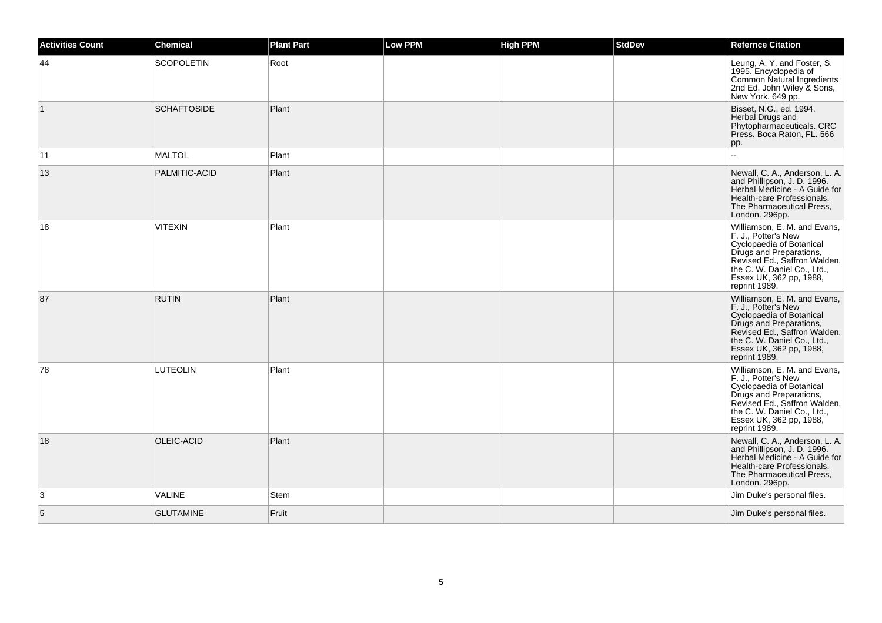| Activities Count | Chemical | Plant Part | Low PPM | High PPM | StdDev | Refernce Citation |
|---|---|---|---|---|---|---|
| 44 | SCOPOLETIN | Root | | | | Leung, A. Y. and Foster, S. 1995. Encyclopedia of Common Natural Ingredients 2nd Ed. John Wiley & Sons, New York. 649 pp. |
| 1 | SCHAFTOSIDE | Plant | | | | Bisset, N.G., ed. 1994. Herbal Drugs and Phytopharmaceuticals. CRC Press. Boca Raton, FL. 566 pp. |
| 11 | MALTOL | Plant | | | | -- |
| 13 | PALMITIC-ACID | Plant | | | | Newall, C. A., Anderson, L. A. and Phillipson, J. D. 1996. Herbal Medicine - A Guide for Health-care Professionals. The Pharmaceutical Press, London. 296pp. |
| 18 | VITEXIN | Plant | | | | Williamson, E. M. and Evans, F. J., Potter's New Cyclopaedia of Botanical Drugs and Preparations, Revised Ed., Saffron Walden, the C. W. Daniel Co., Ltd., Essex UK, 362 pp, 1988, reprint 1989. |
| 87 | RUTIN | Plant | | | | Williamson, E. M. and Evans, F. J., Potter's New Cyclopaedia of Botanical Drugs and Preparations, Revised Ed., Saffron Walden, the C. W. Daniel Co., Ltd., Essex UK, 362 pp, 1988, reprint 1989. |
| 78 | LUTEOLIN | Plant | | | | Williamson, E. M. and Evans, F. J., Potter's New Cyclopaedia of Botanical Drugs and Preparations, Revised Ed., Saffron Walden, the C. W. Daniel Co., Ltd., Essex UK, 362 pp, 1988, reprint 1989. |
| 18 | OLEIC-ACID | Plant | | | | Newall, C. A., Anderson, L. A. and Phillipson, J. D. 1996. Herbal Medicine - A Guide for Health-care Professionals. The Pharmaceutical Press, London. 296pp. |
| 3 | VALINE | Stem | | | | Jim Duke's personal files. |
| 5 | GLUTAMINE | Fruit | | | | Jim Duke's personal files. |